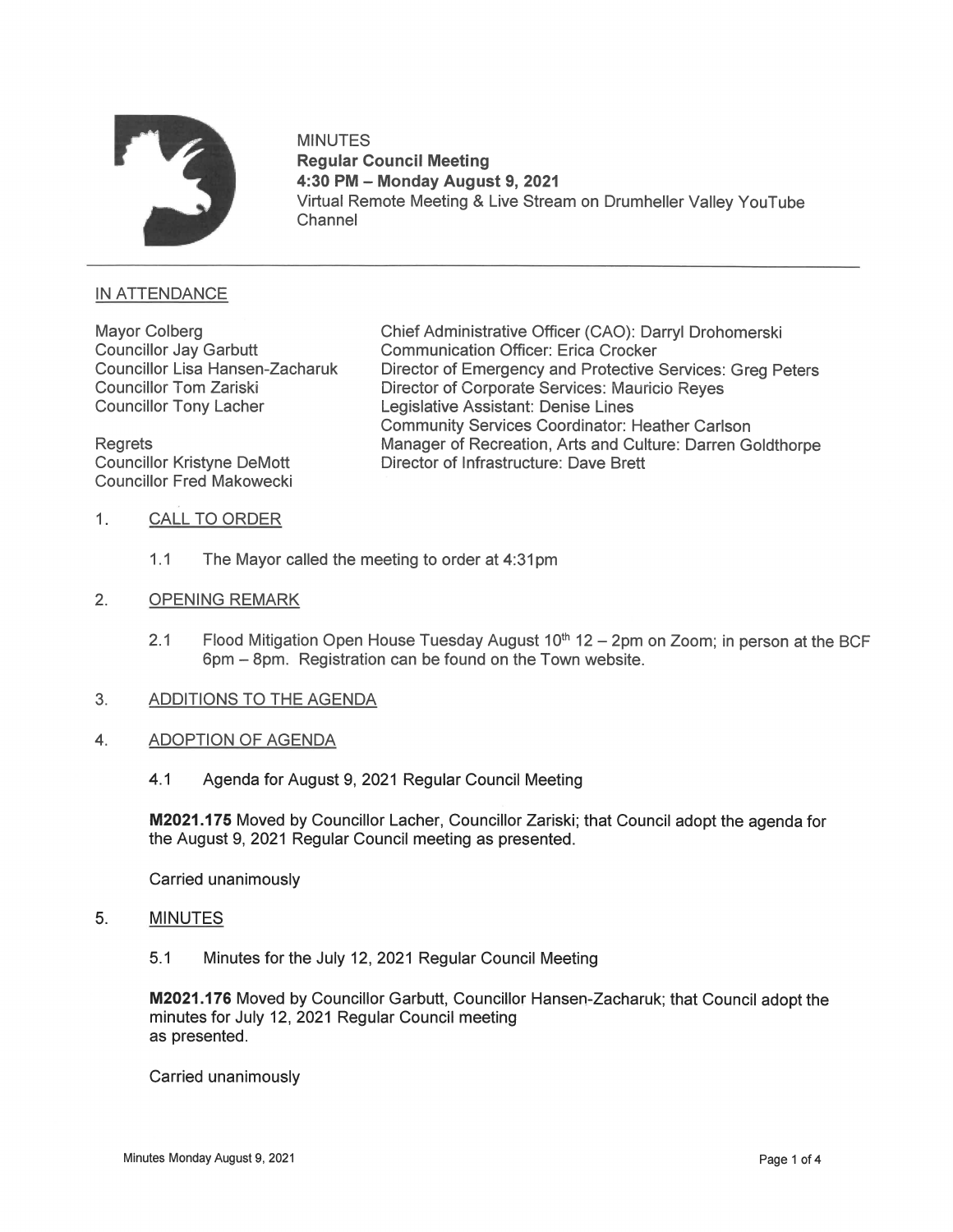MINUTES
**Regular Council Meeting**
**4:30 PM – Monday August 9, 2021**
Virtual Remote Meeting & Live Stream on Drumheller Valley YouTube Channel

## IN ATTENDANCE

Mayor Colberg
Councillor Jay Garbutt
Councillor Lisa Hansen-Zacharuk
Councillor Tom Zariski
Councillor Tony Lacher

Regrets
Councillor Kristyne DeMott
Councillor Fred Makowecki

Chief Administrative Officer (CAO): Darryl Drohomerski
Communication Officer: Erica Crocker
Director of Emergency and Protective Services: Greg Peters
Director of Corporate Services: Mauricio Reyes
Legislative Assistant: Denise Lines
Community Services Coordinator: Heather Carlson
Manager of Recreation, Arts and Culture: Darren Goldthorpe
Director of Infrastructure: Dave Brett

1. CALL TO ORDER

   1.1 The Mayor called the meeting to order at 4:31pm

2. OPENING REMARK

   2.1 Flood Mitigation Open House Tuesday August 10th 12 – 2pm on Zoom; in person at the BCF 6pm – 8pm. Registration can be found on the Town website.

3. ADDITIONS TO THE AGENDA

4. ADOPTION OF AGENDA

   4.1 Agenda for August 9, 2021 Regular Council Meeting

   **M2021.175** Moved by Councillor Lacher, Councillor Zariski; that Council adopt the agenda for the August 9, 2021 Regular Council meeting as presented.

   Carried unanimously

5. MINUTES

   5.1 Minutes for the July 12, 2021 Regular Council Meeting

   **M2021.176** Moved by Councillor Garbutt, Councillor Hansen-Zacharuk; that Council adopt the minutes for July 12, 2021 Regular Council meeting as presented.

   Carried unanimously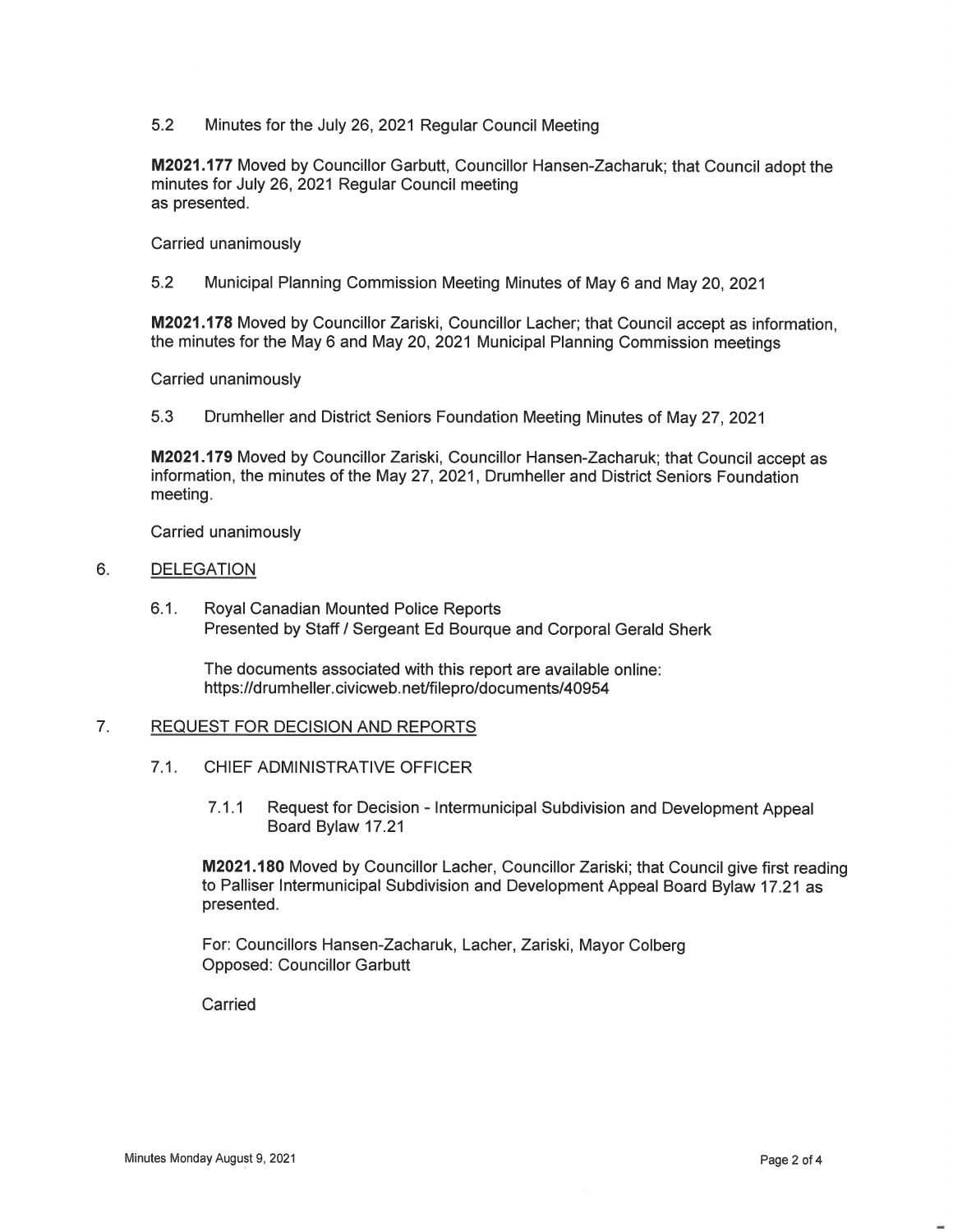5.2 Minutes for the July 26, 2021 Regular Council Meeting

**M2021.177** Moved by Councillor Garbutt, Councillor Hansen-Zacharuk; that Council adopt the minutes for July 26, 2021 Regular Council meeting
as presented.

Carried unanimously

5.2 Municipal Planning Commission Meeting Minutes of May 6 and May 20, 2021

**M2021.178** Moved by Councillor Zariski, Councillor Lacher; that Council accept as information, the minutes for the May 6 and May 20, 2021 Municipal Planning Commission meetings

Carried unanimously

5.3 Drumheller and District Seniors Foundation Meeting Minutes of May 27, 2021

**M2021.179** Moved by Councillor Zariski, Councillor Hansen-Zacharuk; that Council accept as information, the minutes of the May 27, 2021, Drumheller and District Seniors Foundation meeting.

Carried unanimously

## 6. DELEGATION

6.1. Royal Canadian Mounted Police Reports
Presented by Staff / Sergeant Ed Bourque and Corporal Gerald Sherk

The documents associated with this report are available online:
https://drumheller.civicweb.net/filepro/documents/40954

## 7. REQUEST FOR DECISION AND REPORTS

### 7.1. CHIEF ADMINISTRATIVE OFFICER

7.1.1 Request for Decision - Intermunicipal Subdivision and Development Appeal Board Bylaw 17.21

**M2021.180** Moved by Councillor Lacher, Councillor Zariski; that Council give first reading to Palliser Intermunicipal Subdivision and Development Appeal Board Bylaw 17.21 as presented.

For: Councillors Hansen-Zacharuk, Lacher, Zariski, Mayor Colberg
Opposed: Councillor Garbutt

Carried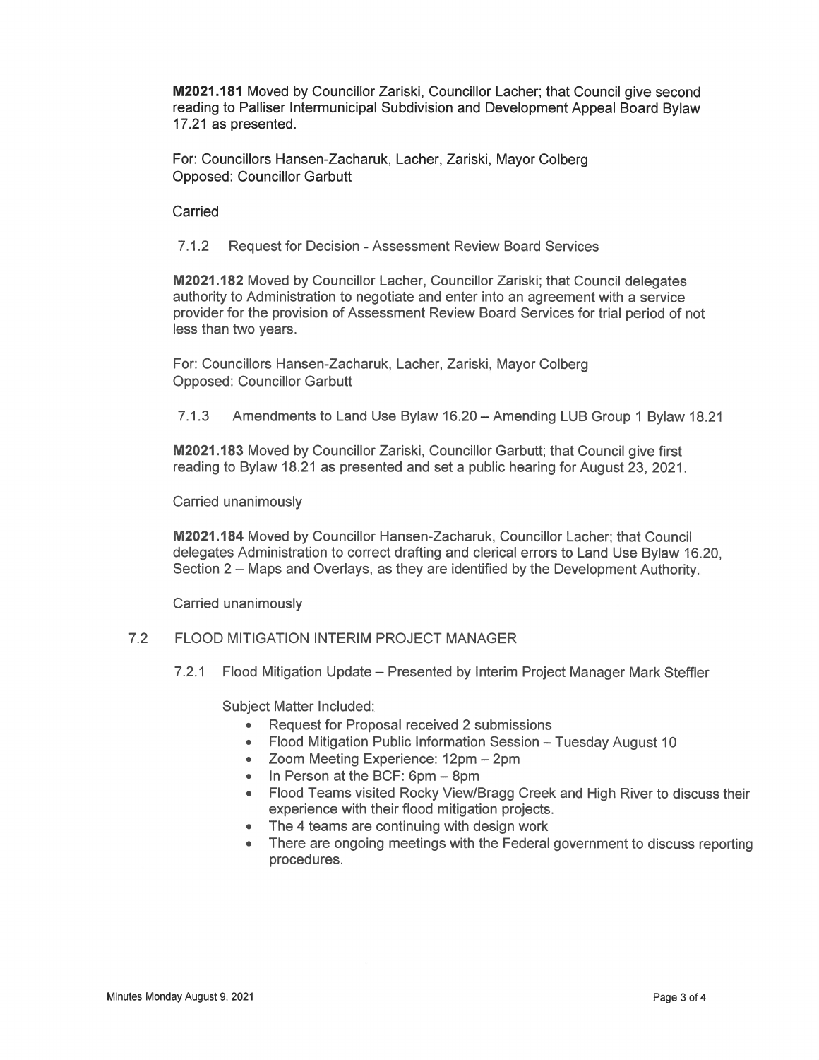**M2021.181** Moved by Councillor Zariski, Councillor Lacher; that Council give second reading to Palliser Intermunicipal Subdivision and Development Appeal Board Bylaw 17.21 as presented.

For: Councillors Hansen-Zacharuk, Lacher, Zariski, Mayor Colberg
Opposed: Councillor Garbutt

Carried

7.1.2 Request for Decision - Assessment Review Board Services

**M2021.182** Moved by Councillor Lacher, Councillor Zariski; that Council delegates authority to Administration to negotiate and enter into an agreement with a service provider for the provision of Assessment Review Board Services for trial period of not less than two years.

For: Councillors Hansen-Zacharuk, Lacher, Zariski, Mayor Colberg
Opposed: Councillor Garbutt

7.1.3 Amendments to Land Use Bylaw 16.20 – Amending LUB Group 1 Bylaw 18.21

**M2021.183** Moved by Councillor Zariski, Councillor Garbutt; that Council give first reading to Bylaw 18.21 as presented and set a public hearing for August 23, 2021.

Carried unanimously

**M2021.184** Moved by Councillor Hansen-Zacharuk, Councillor Lacher; that Council delegates Administration to correct drafting and clerical errors to Land Use Bylaw 16.20, Section 2 – Maps and Overlays, as they are identified by the Development Authority.

Carried unanimously

7.2 FLOOD MITIGATION INTERIM PROJECT MANAGER

7.2.1 Flood Mitigation Update – Presented by Interim Project Manager Mark Steffler

Subject Matter Included:

- Request for Proposal received 2 submissions
- Flood Mitigation Public Information Session – Tuesday August 10
- Zoom Meeting Experience: 12pm – 2pm
- In Person at the BCF: 6pm – 8pm
- Flood Teams visited Rocky View/Bragg Creek and High River to discuss their experience with their flood mitigation projects.
- The 4 teams are continuing with design work
- There are ongoing meetings with the Federal government to discuss reporting procedures.

Minutes Monday August 9, 2021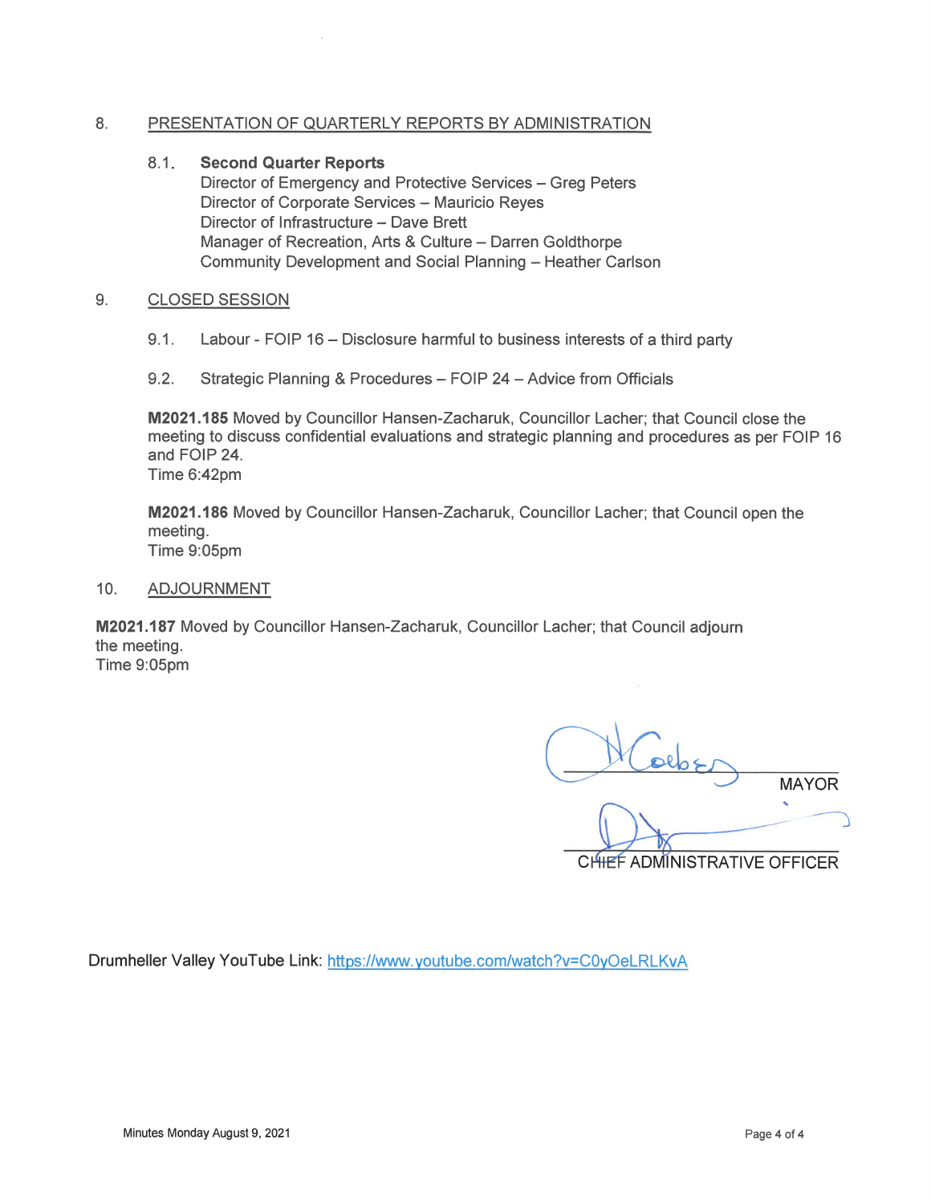## 8. PRESENTATION OF QUARTERLY REPORTS BY ADMINISTRATION

8.1. **Second Quarter Reports**
Director of Emergency and Protective Services – Greg Peters
Director of Corporate Services – Mauricio Reyes
Director of Infrastructure – Dave Brett
Manager of Recreation, Arts & Culture – Darren Goldthorpe
Community Development and Social Planning – Heather Carlson

## 9. CLOSED SESSION

9.1. Labour - FOIP 16 – Disclosure harmful to business interests of a third party

9.2. Strategic Planning & Procedures – FOIP 24 – Advice from Officials

**M2021.185** Moved by Councillor Hansen-Zacharuk, Councillor Lacher; that Council close the meeting to discuss confidential evaluations and strategic planning and procedures as per FOIP 16 and FOIP 24.
Time 6:42pm

**M2021.186** Moved by Councillor Hansen-Zacharuk, Councillor Lacher; that Council open the meeting.
Time 9:05pm

## 10. ADJOURNMENT

**M2021.187** Moved by Councillor Hansen-Zacharuk, Councillor Lacher; that Council adjourn the meeting.
Time 9:05pm

MAYOR

CHIEF ADMINISTRATIVE OFFICER

Drumheller Valley YouTube Link: https://www.youtube.com/watch?v=C0yOeLRLKvA

Minutes Monday August 9, 2021